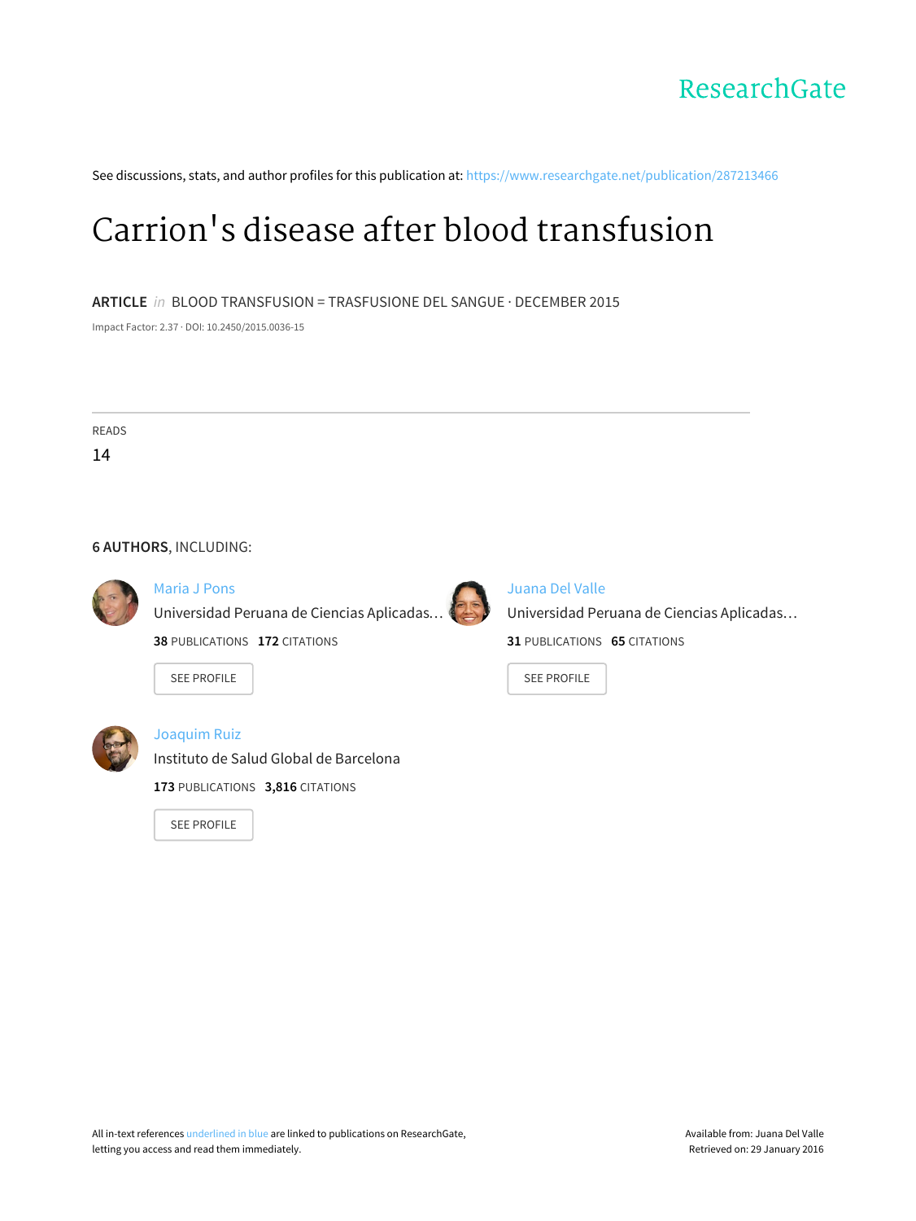ResearchGate

See discussions, stats, and author profiles for this publication at: https://www.researchgate.net/publication/287213466

# Carrion's disease after blood transfusion

**ARTICLE** *in* BLOOD TRANSFUSION = TRASFUSIONE DEL SANGUE · DECEMBER 2015

Impact Factor: 2.37 · DOI: 10.2450/2015.0036-15

READS

14

**6 AUTHORS**, INCLUDING:

Maria J Pons
Universidad Peruana de Ciencias Aplicadas…
**38** PUBLICATIONS **172** CITATIONS

SEE PROFILE

Juana Del Valle
Universidad Peruana de Ciencias Aplicadas…
**31** PUBLICATIONS **65** CITATIONS

SEE PROFILE

Joaquim Ruiz
Instituto de Salud Global de Barcelona
**173** PUBLICATIONS **3,816** CITATIONS

SEE PROFILE

All in-text references underlined in blue are linked to publications on ResearchGate, letting you access and read them immediately.

Available from: Juana Del Valle
Retrieved on: 29 January 2016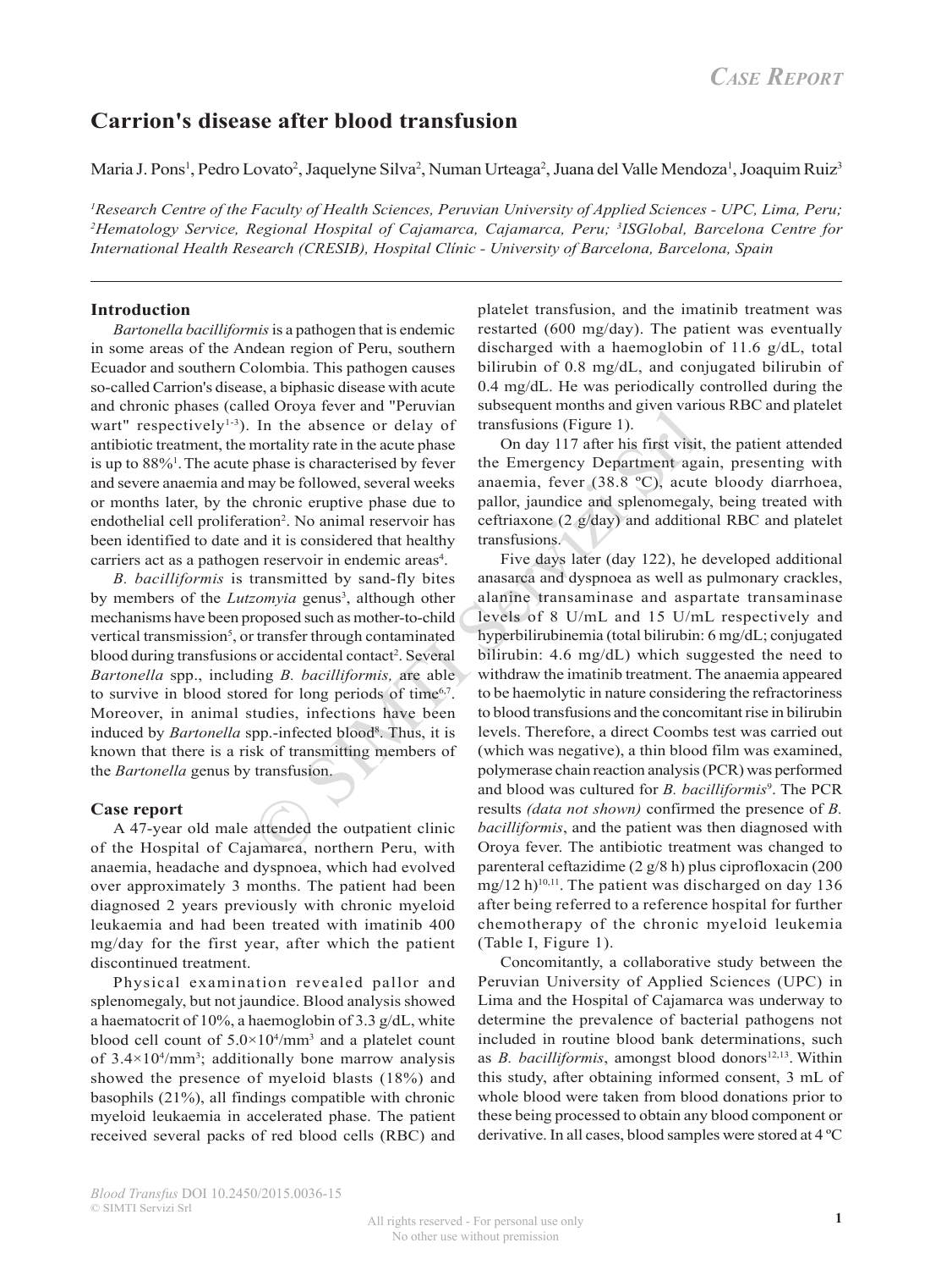*Case Report*

# Carrion's disease after blood transfusion

Maria J. Pons[1], Pedro Lovato[2], Jaquelyne Silva[2], Numan Urteaga[2], Juana del Valle Mendoza[1], Joaquim Ruiz[3]

[1]Research Centre of the Faculty of Health Sciences, Peruvian University of Applied Sciences - UPC, Lima, Peru; [2]Hematology Service, Regional Hospital of Cajamarca, Cajamarca, Peru; [3]ISGlobal, Barcelona Centre for International Health Research (CRESIB), Hospital Clínic - University of Barcelona, Barcelona, Spain

## Introduction

*Bartonella bacilliformis* is a pathogen that is endemic in some areas of the Andean region of Peru, southern Ecuador and southern Colombia. This pathogen causes so-called Carrion's disease, a biphasic disease with acute and chronic phases (called Oroya fever and "Peruvian wart" respectively[1-3]). In the absence or delay of antibiotic treatment, the mortality rate in the acute phase is up to 88%[1]. The acute phase is characterised by fever and severe anaemia and may be followed, several weeks or months later, by the chronic eruptive phase due to endothelial cell proliferation[2]. No animal reservoir has been identified to date and it is considered that healthy carriers act as a pathogen reservoir in endemic areas[4].

*B. bacilliformis* is transmitted by sand-fly bites by members of the *Lutzomyia* genus[3], although other mechanisms have been proposed such as mother-to-child vertical transmission[5], or transfer through contaminated blood during transfusions or accidental contact[2]. Several *Bartonella* spp., including *B. bacilliformis,* are able to survive in blood stored for long periods of time[6,7]. Moreover, in animal studies, infections have been induced by *Bartonella* spp.-infected blood[8]. Thus, it is known that there is a risk of transmitting members of the *Bartonella* genus by transfusion.

## Case report

A 47-year old male attended the outpatient clinic of the Hospital of Cajamarca, northern Peru, with anaemia, headache and dyspnoea, which had evolved over approximately 3 months. The patient had been diagnosed 2 years previously with chronic myeloid leukaemia and had been treated with imatinib 400 mg/day for the first year, after which the patient discontinued treatment.

Physical examination revealed pallor and splenomegaly, but not jaundice. Blood analysis showed a haematocrit of 10%, a haemoglobin of 3.3 g/dL, white blood cell count of $5.0\times10^4$/mm$^3$ and a platelet count of $3.4\times10^4$/mm$^3$; additionally bone marrow analysis showed the presence of myeloid blasts (18%) and basophils (21%), all findings compatible with chronic myeloid leukaemia in accelerated phase. The patient received several packs of red blood cells (RBC) and platelet transfusion, and the imatinib treatment was restarted (600 mg/day). The patient was eventually discharged with a haemoglobin of 11.6 g/dL, total bilirubin of 0.8 mg/dL, and conjugated bilirubin of 0.4 mg/dL. He was periodically controlled during the subsequent months and given various RBC and platelet transfusions (Figure 1).

On day 117 after his first visit, the patient attended the Emergency Department again, presenting with anaemia, fever (38.8 ºC), acute bloody diarrhoea, pallor, jaundice and splenomegaly, being treated with ceftriaxone (2 g/day) and additional RBC and platelet transfusions.

Five days later (day 122), he developed additional anasarca and dyspnoea as well as pulmonary crackles, alanine transaminase and aspartate transaminase levels of 8 U/mL and 15 U/mL respectively and hyperbilirubinemia (total bilirubin: 6 mg/dL; conjugated bilirubin: 4.6 mg/dL) which suggested the need to withdraw the imatinib treatment. The anaemia appeared to be haemolytic in nature considering the refractoriness to blood transfusions and the concomitant rise in bilirubin levels. Therefore, a direct Coombs test was carried out (which was negative), a thin blood film was examined, polymerase chain reaction analysis (PCR) was performed and blood was cultured for *B. bacilliformis*[9]. The PCR results *(data not shown)* confirmed the presence of *B. bacilliformis*, and the patient was then diagnosed with Oroya fever. The antibiotic treatment was changed to parenteral ceftazidime (2 g/8 h) plus ciprofloxacin (200 mg/12 h)[10,11]. The patient was discharged on day 136 after being referred to a reference hospital for further chemotherapy of the chronic myeloid leukemia (Table I, Figure 1).

Concomitantly, a collaborative study between the Peruvian University of Applied Sciences (UPC) in Lima and the Hospital of Cajamarca was underway to determine the prevalence of bacterial pathogens not included in routine blood bank determinations, such as *B. bacilliformis*, amongst blood donors[12,13]. Within this study, after obtaining informed consent, 3 mL of whole blood were taken from blood donations prior to these being processed to obtain any blood component or derivative. In all cases, blood samples were stored at 4 ºC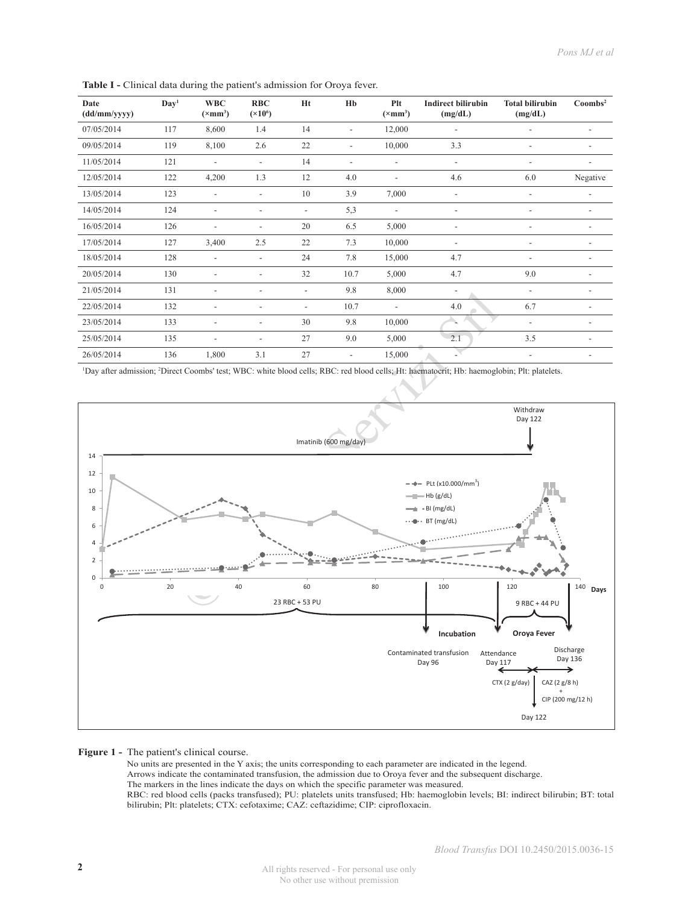**Table I -** Clinical data during the patient's admission for Oroya fever.

| Date (dd/mm/yyyy) | Day[1] | WBC ($\times mm^3$) | RBC ($\times 10^6$) | Ht | Hb | Plt ($\times mm^3$) | Indirect bilirubin (mg/dL) | Total bilirubin (mg/dL) | Coombs[2] |
|---|---|---|---|---|---|---|---|---|---|
| 07/05/2014 | 117 | 8,600 | 1.4 | 14 | - | 12,000 | - | - | - |
| 09/05/2014 | 119 | 8,100 | 2.6 | 22 | - | 10,000 | 3.3 | - | - |
| 11/05/2014 | 121 | - | - | 14 | - | - | - | - | - |
| 12/05/2014 | 122 | 4,200 | 1.3 | 12 | 4.0 | - | 4.6 | 6.0 | Negative |
| 13/05/2014 | 123 | - | - | 10 | 3.9 | 7,000 | - | - | - |
| 14/05/2014 | 124 | - | - | - | 5,3 | - | - | - | - |
| 16/05/2014 | 126 | - | - | 20 | 6.5 | 5,000 | - | - | - |
| 17/05/2014 | 127 | 3,400 | 2.5 | 22 | 7.3 | 10,000 | - | - | - |
| 18/05/2014 | 128 | - | - | 24 | 7.8 | 15,000 | 4.7 | - | - |
| 20/05/2014 | 130 | - | - | 32 | 10.7 | 5,000 | 4.7 | 9.0 | - |
| 21/05/2014 | 131 | - | - | - | 9.8 | 8,000 | - | - | - |
| 22/05/2014 | 132 | - | - | - | 10.7 | - | 4.0 | 6.7 | - |
| 23/05/2014 | 133 | - | - | 30 | 9.8 | 10,000 | - | - | - |
| 25/05/2014 | 135 | - | - | 27 | 9.0 | 5,000 | 2.1 | 3.5 | - |
| 26/05/2014 | 136 | 1,800 | 3.1 | 27 | - | 15,000 | - | - | - |

[1]Day after admission; [2]Direct Coombs' test; WBC: white blood cells; RBC: red blood cells; Ht: haematocrit; Hb: haemoglobin; Plt: platelets.

**Figure 1 -** The patient's clinical course.
No units are presented in the Y axis; the units corresponding to each parameter are indicated in the legend.
Arrows indicate the contaminated transfusion, the admission due to Oroya fever and the subsequent discharge.
The markers in the lines indicate the days on which the specific parameter was measured.
RBC: red blood cells (packs transfused); PU: platelets units transfused; Hb: haemoglobin levels; BI: indirect bilirubin; BT: total bilirubin; Plt: platelets; CTX: cefotaxime; CAZ: ceftazidime; CIP: ciprofloxacin.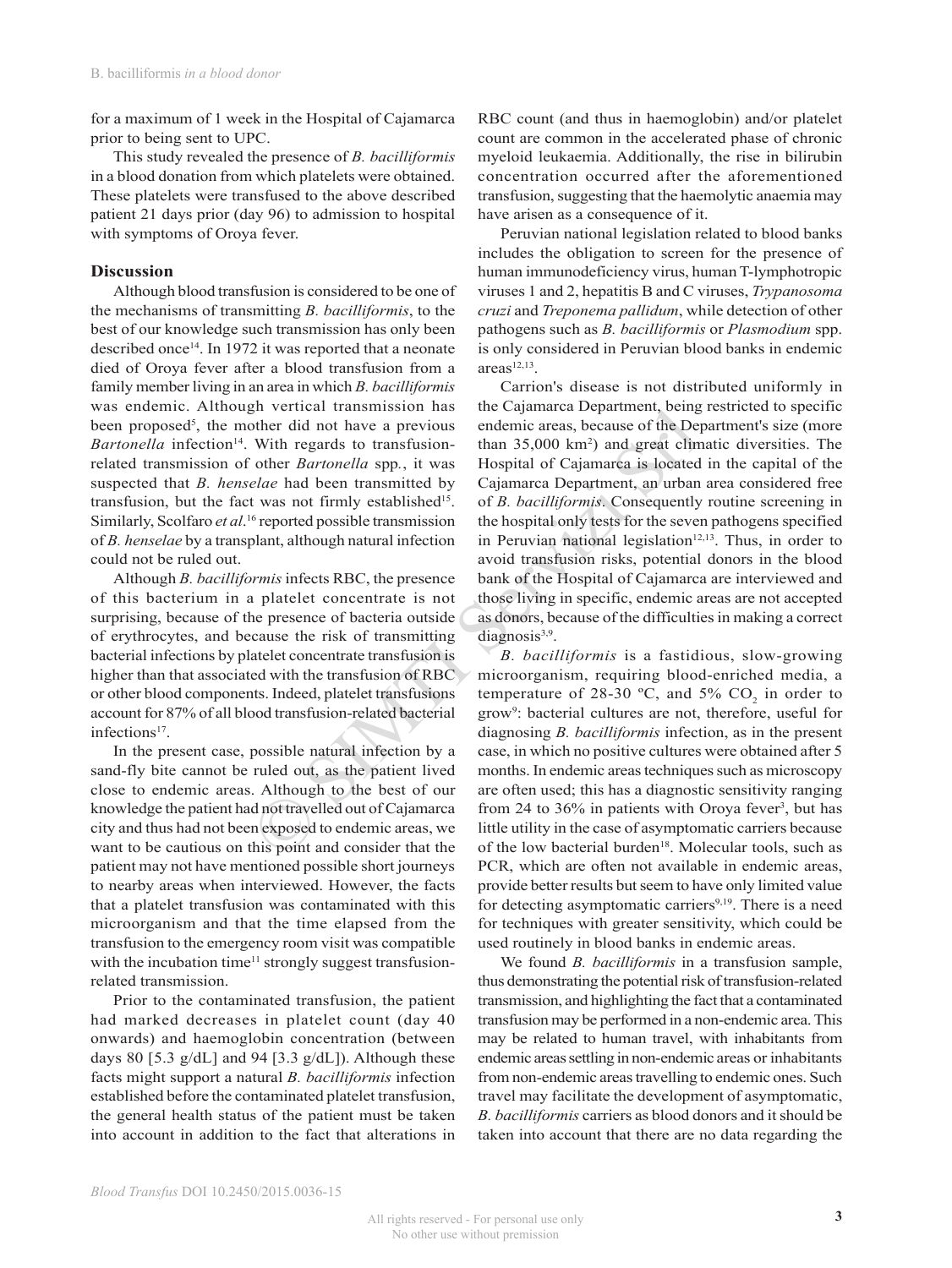for a maximum of 1 week in the Hospital of Cajamarca prior to being sent to UPC.

This study revealed the presence of *B. bacilliformis* in a blood donation from which platelets were obtained. These platelets were transfused to the above described patient 21 days prior (day 96) to admission to hospital with symptoms of Oroya fever.

## Discussion

Although blood transfusion is considered to be one of the mechanisms of transmitting *B. bacilliformis*, to the best of our knowledge such transmission has only been described once[14]. In 1972 it was reported that a neonate died of Oroya fever after a blood transfusion from a family member living in an area in which *B. bacilliformis* was endemic. Although vertical transmission has been proposed[5], the mother did not have a previous *Bartonella* infection[14]. With regards to transfusion-related transmission of other *Bartonella* spp., it was suspected that *B. henselae* had been transmitted by transfusion, but the fact was not firmly established[15]. Similarly, Scolfaro *et al*.[16] reported possible transmission of *B. henselae* by a transplant, although natural infection could not be ruled out.

Although *B. bacilliformis* infects RBC, the presence of this bacterium in a platelet concentrate is not surprising, because of the presence of bacteria outside of erythrocytes, and because the risk of transmitting bacterial infections by platelet concentrate transfusion is higher than that associated with the transfusion of RBC or other blood components. Indeed, platelet transfusions account for 87% of all blood transfusion-related bacterial infections[17].

In the present case, possible natural infection by a sand-fly bite cannot be ruled out, as the patient lived close to endemic areas. Although to the best of our knowledge the patient had not travelled out of Cajamarca city and thus had not been exposed to endemic areas, we want to be cautious on this point and consider that the patient may not have mentioned possible short journeys to nearby areas when interviewed. However, the facts that a platelet transfusion was contaminated with this microorganism and that the time elapsed from the transfusion to the emergency room visit was compatible with the incubation time[11] strongly suggest transfusion-related transmission.

Prior to the contaminated transfusion, the patient had marked decreases in platelet count (day 40 onwards) and haemoglobin concentration (between days 80 [5.3 g/dL] and 94 [3.3 g/dL]). Although these facts might support a natural *B. bacilliformis* infection established before the contaminated platelet transfusion, the general health status of the patient must be taken into account in addition to the fact that alterations in RBC count (and thus in haemoglobin) and/or platelet count are common in the accelerated phase of chronic myeloid leukaemia. Additionally, the rise in bilirubin concentration occurred after the aforementioned transfusion, suggesting that the haemolytic anaemia may have arisen as a consequence of it.

Peruvian national legislation related to blood banks includes the obligation to screen for the presence of human immunodeficiency virus, human T-lymphotropic viruses 1 and 2, hepatitis B and C viruses, *Trypanosoma cruzi* and *Treponema pallidum*, while detection of other pathogens such as *B. bacilliformis* or *Plasmodium* spp. is only considered in Peruvian blood banks in endemic areas[12,13].

Carrion's disease is not distributed uniformly in the Cajamarca Department, being restricted to specific endemic areas, because of the Department's size (more than 35,000 km$^2$) and great climatic diversities. The Hospital of Cajamarca is located in the capital of the Cajamarca Department, an urban area considered free of *B. bacilliformis*. Consequently routine screening in the hospital only tests for the seven pathogens specified in Peruvian national legislation[12,13]. Thus, in order to avoid transfusion risks, potential donors in the blood bank of the Hospital of Cajamarca are interviewed and those living in specific, endemic areas are not accepted as donors, because of the difficulties in making a correct diagnosis[3,9].

*B. bacilliformis* is a fastidious, slow-growing microorganism, requiring blood-enriched media, a temperature of 28-30 ºC, and 5% $CO_2$ in order to grow[9]: bacterial cultures are not, therefore, useful for diagnosing *B. bacilliformis* infection, as in the present case, in which no positive cultures were obtained after 5 months. In endemic areas techniques such as microscopy are often used; this has a diagnostic sensitivity ranging from 24 to 36% in patients with Oroya fever[3], but has little utility in the case of asymptomatic carriers because of the low bacterial burden[18]. Molecular tools, such as PCR, which are often not available in endemic areas, provide better results but seem to have only limited value for detecting asymptomatic carriers[9,19]. There is a need for techniques with greater sensitivity, which could be used routinely in blood banks in endemic areas.

We found *B. bacilliformis* in a transfusion sample, thus demonstrating the potential risk of transfusion-related transmission, and highlighting the fact that a contaminated transfusion may be performed in a non-endemic area. This may be related to human travel, with inhabitants from endemic areas settling in non-endemic areas or inhabitants from non-endemic areas travelling to endemic ones. Such travel may facilitate the development of asymptomatic, *B. bacilliformis* carriers as blood donors and it should be taken into account that there are no data regarding the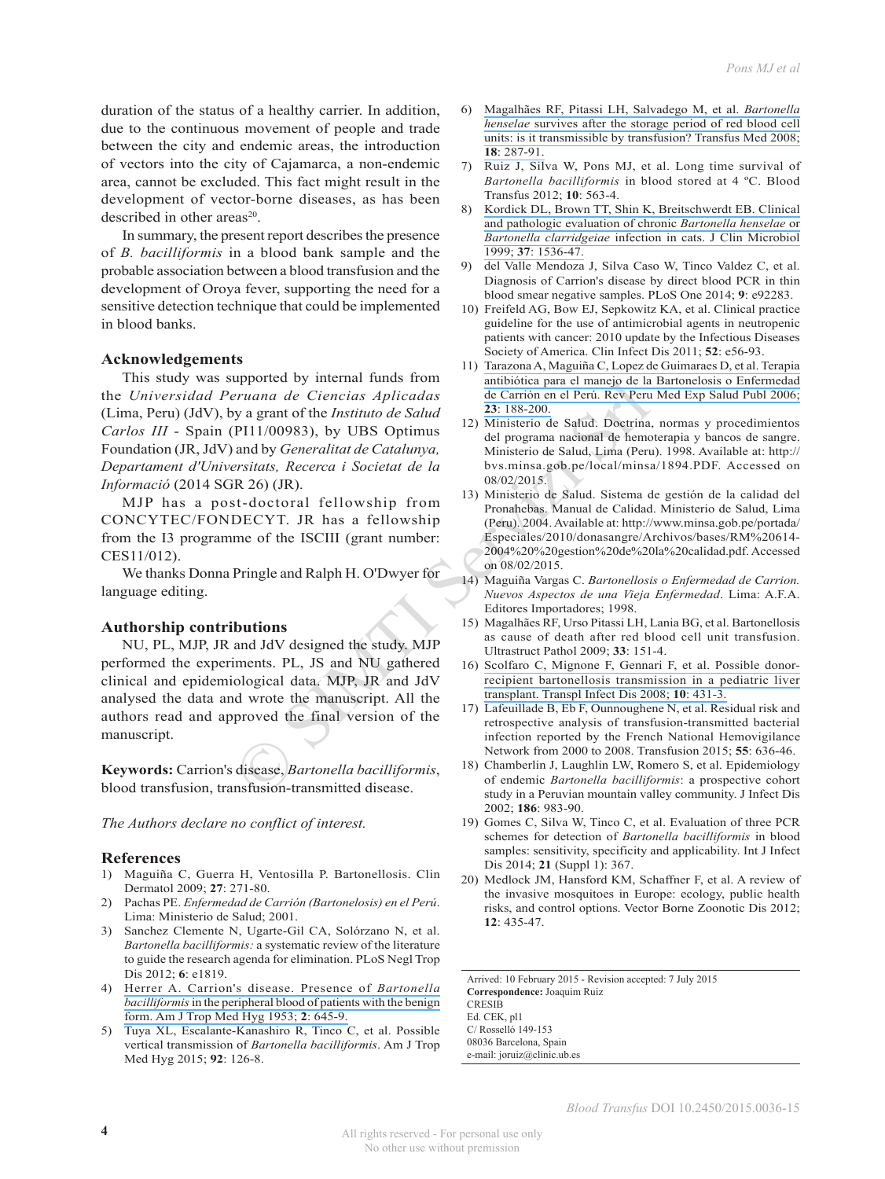duration of the status of a healthy carrier. In addition, due to the continuous movement of people and trade between the city and endemic areas, the introduction of vectors into the city of Cajamarca, a non-endemic area, cannot be excluded. This fact might result in the development of vector-borne diseases, as has been described in other areas[20].

In summary, the present report describes the presence of *B. bacilliformis* in a blood bank sample and the probable association between a blood transfusion and the development of Oroya fever, supporting the need for a sensitive detection technique that could be implemented in blood banks.

## Acknowledgements

This study was supported by internal funds from the *Universidad Peruana de Ciencias Aplicadas* (Lima, Peru) (JdV), by a grant of the *Instituto de Salud Carlos III* - Spain (PI11/00983), by UBS Optimus Foundation (JR, JdV) and by *Generalitat de Catalunya, Departament d'Universitats, Recerca i Societat de la Informació* (2014 SGR 26) (JR).

MJP has a post-doctoral fellowship from CONCYTEC/FONDECYT. JR has a fellowship from the I3 programme of the ISCIII (grant number: CES11/012).

We thanks Donna Pringle and Ralph H. O'Dwyer for language editing.

## Authorship contributions

NU, PL, MJP, JR and JdV designed the study. MJP performed the experiments. PL, JS and NU gathered clinical and epidemiological data. MJP, JR and JdV analysed the data and wrote the manuscript. All the authors read and approved the final version of the manuscript.

**Keywords:** Carrion's disease, *Bartonella bacilliformis*, blood transfusion, transfusion-transmitted disease.

*The Authors declare no conflict of interest.*

## References

1) Maguiña C, Guerra H, Ventosilla P. Bartonellosis. Clin Dermatol 2009; **27**: 271-80.
2) Pachas PE. *Enfermedad de Carrión (Bartonelosis) en el Perú*. Lima: Ministerio de Salud; 2001.
3) Sanchez Clemente N, Ugarte-Gil CA, Solórzano N, et al. *Bartonella bacilliformis:* a systematic review of the literature to guide the research agenda for elimination. PLoS Negl Trop Dis 2012; **6**: e1819.
4) Herrer A. Carrion's disease. Presence of *Bartonella bacilliformis* in the peripheral blood of patients with the benign form. Am J Trop Med Hyg 1953; **2**: 645-9.
5) Tuya XL, Escalante-Kanashiro R, Tinco C, et al. Possible vertical transmission of *Bartonella bacilliformis*. Am J Trop Med Hyg 2015; **92**: 126-8.
6) Magalhães RF, Pitassi LH, Salvadego M, et al. *Bartonella henselae* survives after the storage period of red blood cell units: is it transmissible by transfusion? Transfus Med 2008; **18**: 287-91.
7) Ruiz J, Silva W, Pons MJ, et al. Long time survival of *Bartonella bacilliformis* in blood stored at 4 ºC. Blood Transfus 2012; **10**: 563-4.
8) Kordick DL, Brown TT, Shin K, Breitschwerdt EB. Clinical and pathologic evaluation of chronic *Bartonella henselae* or *Bartonella clarridgeiae* infection in cats. J Clin Microbiol 1999; **37**: 1536-47.
9) del Valle Mendoza J, Silva Caso W, Tinco Valdez C, et al. Diagnosis of Carrion's disease by direct blood PCR in thin blood smear negative samples. PLoS One 2014; **9**: e92283.
10) Freifeld AG, Bow EJ, Sepkowitz KA, et al. Clinical practice guideline for the use of antimicrobial agents in neutropenic patients with cancer: 2010 update by the Infectious Diseases Society of America. Clin Infect Dis 2011; **52**: e56-93.
11) Tarazona A, Maguiña C, Lopez de Guimaraes D, et al. Terapia antibiótica para el manejo de la Bartonelosis o Enfermedad de Carrión en el Perú. Rev Peru Med Exp Salud Publ 2006; **23**: 188-200.
12) Ministerio de Salud. Doctrina, normas y procedimientos del programa nacional de hemoterapia y bancos de sangre. Ministerio de Salud, Lima (Peru). 1998. Available at: http://bvs.minsa.gob.pe/local/minsa/1894.PDF. Accessed on 08/02/2015.
13) Ministerio de Salud. Sistema de gestión de la calidad del Pronahebas. Manual de Calidad. Ministerio de Salud, Lima (Peru). 2004. Available at: http://www.minsa.gob.pe/portada/Especiales/2010/donasangre/Archivos/bases/RM%20614-2004%20%20gestion%20de%20la%20calidad.pdf. Accessed on 08/02/2015.
14) Maguiña Vargas C. *Bartonellosis o Enfermedad de Carrion. Nuevos Aspectos de una Vieja Enfermedad*. Lima: A.F.A. Editores Importadores; 1998.
15) Magalhães RF, Urso Pitassi LH, Lania BG, et al. Bartonellosis as cause of death after red blood cell unit transfusion. Ultrastruct Pathol 2009; **33**: 151-4.
16) Scolfaro C, Mignone F, Gennari F, et al. Possible donor-recipient bartonellosis transmission in a pediatric liver transplant. Transpl Infect Dis 2008; **10**: 431-3.
17) Lafeuillade B, Eb F, Ounnoughene N, et al. Residual risk and retrospective analysis of transfusion-transmitted bacterial infection reported by the French National Hemovigilance Network from 2000 to 2008. Transfusion 2015; **55**: 636-46.
18) Chamberlin J, Laughlin LW, Romero S, et al. Epidemiology of endemic *Bartonella bacilliformis*: a prospective cohort study in a Peruvian mountain valley community. J Infect Dis 2002; **186**: 983-90.
19) Gomes C, Silva W, Tinco C, et al. Evaluation of three PCR schemes for detection of *Bartonella bacilliformis* in blood samples: sensitivity, specificity and applicability. Int J Infect Dis 2014; **21** (Suppl 1): 367.
20) Medlock JM, Hansford KM, Schaffner F, et al. A review of the invasive mosquitoes in Europe: ecology, public health risks, and control options. Vector Borne Zoonotic Dis 2012; **12**: 435-47.

Arrived: 10 February 2015 - Revision accepted: 7 July 2015
**Correspondence:** Joaquim Ruiz
CRESIB
Ed. CEK, pl1
C/ Rosselló 149-153
08036 Barcelona, Spain
e-mail: joruiz@clinic.ub.es